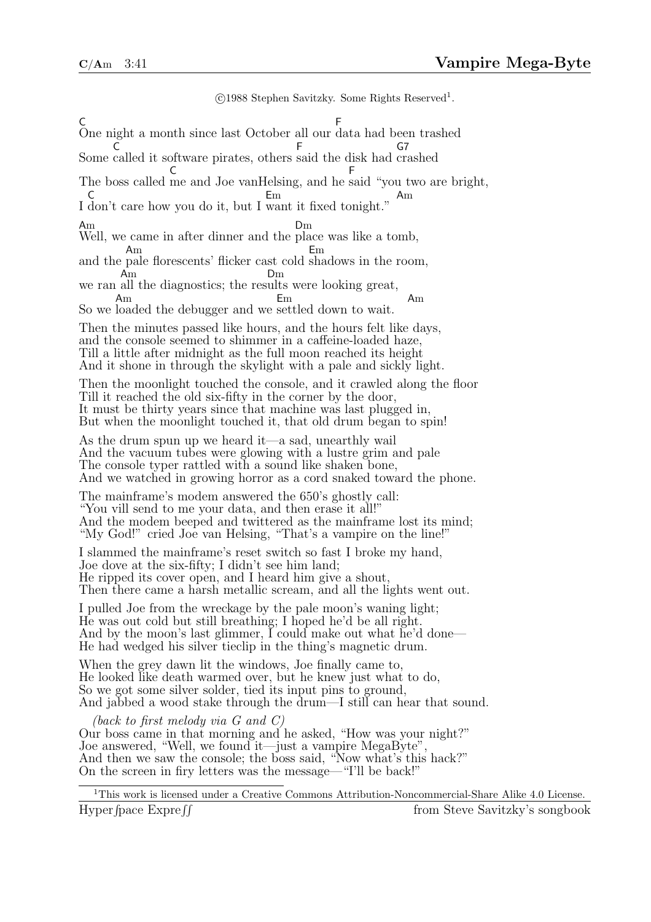**C/Am** 3:41

# Vampire Mega-Byte

©1988 Stephen Savitzky. Some Rights Reserved[1].

```
C                                           F
One night a month since last October all our data had been trashed
     C                                F              G7
Some called it software pirates, others said the disk had crashed
                   C                              F
The boss called me and Joe vanHelsing, and he said "you two are bright,
  C                                   Em                    Am
I don't care how you do it, but I want it fixed tonight."

Am                                    Dm
Well, we came in after dinner and the place was like a tomb,
        Am                               Em
and the pale florescents' flicker cast cold shadows in the room,
       Am                          Dm
we ran all the diagnostics; the results were looking great,
       Am                              Em                  Am
So we loaded the debugger and we settled down to wait.
```

Then the minutes passed like hours, and the hours felt like days,
and the console seemed to shimmer in a caffeine-loaded haze,
Till a little after midnight as the full moon reached its height
And it shone in through the skylight with a pale and sickly light.

Then the moonlight touched the console, and it crawled along the floor
Till it reached the old six-fifty in the corner by the door,
It must be thirty years since that machine was last plugged in,
But when the moonlight touched it, that old drum began to spin!

As the drum spun up we heard it—a sad, unearthly wail
And the vacuum tubes were glowing with a lustre grim and pale
The console typer rattled with a sound like shaken bone,
And we watched in growing horror as a cord snaked toward the phone.

The mainframe's modem answered the 650's ghostly call:
"You vill send to me your data, and then erase it all!"
And the modem beeped and twittered as the mainframe lost its mind;
"My God!" cried Joe van Helsing, "That's a vampire on the line!"

I slammed the mainframe's reset switch so fast I broke my hand,
Joe dove at the six-fifty; I didn't see him land;
He ripped its cover open, and I heard him give a shout,
Then there came a harsh metallic scream, and all the lights went out.

I pulled Joe from the wreckage by the pale moon's waning light;
He was out cold but still breathing; I hoped he'd be all right.
And by the moon's last glimmer, I could make out what he'd done—
He had wedged his silver tieclip in the thing's magnetic drum.

When the grey dawn lit the windows, Joe finally came to,
He looked like death warmed over, but he knew just what to do,
So we got some silver solder, tied its input pins to ground,
And jabbed a wood stake through the drum—I still can hear that sound.

*(back to first melody via G and C)*
Our boss came in that morning and he asked, "How was your night?"
Joe answered, "Well, we found it—just a vampire MegaByte",
And then we saw the console; the boss said, "Now what's this hack?"
On the screen in firy letters was the message—"I'll be back!"

---

[1] This work is licensed under a Creative Commons Attribution-Noncommercial-Share Alike 4.0 License.

Hyperſpace Expreſſ — from Steve Savitzky's songbook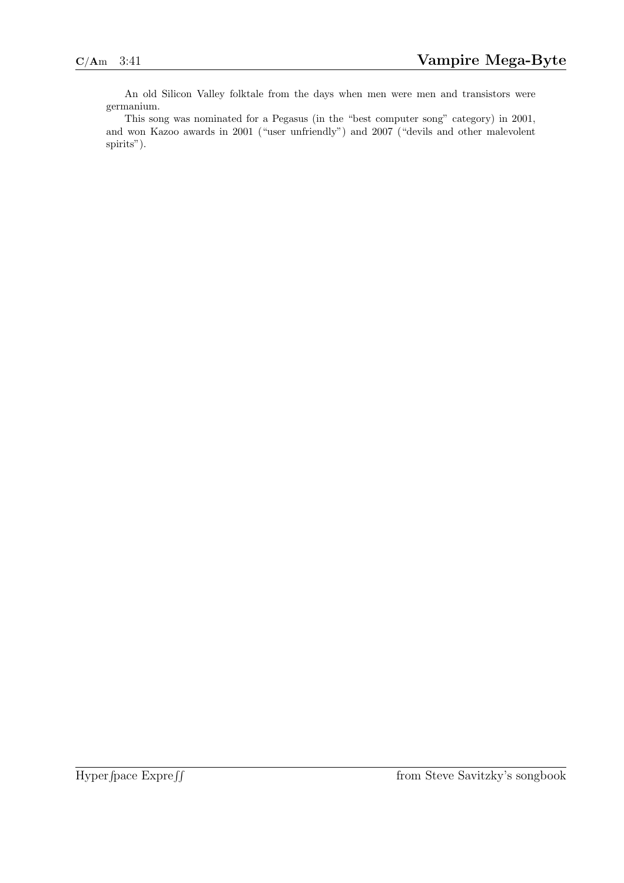An old Silicon Valley folktale from the days when men were men and transistors were germanium.

This song was nominated for a Pegasus (in the "best computer song" category) in 2001, and won Kazoo awards in 2001 ("user unfriendly") and 2007 ("devils and other malevolent spirits").